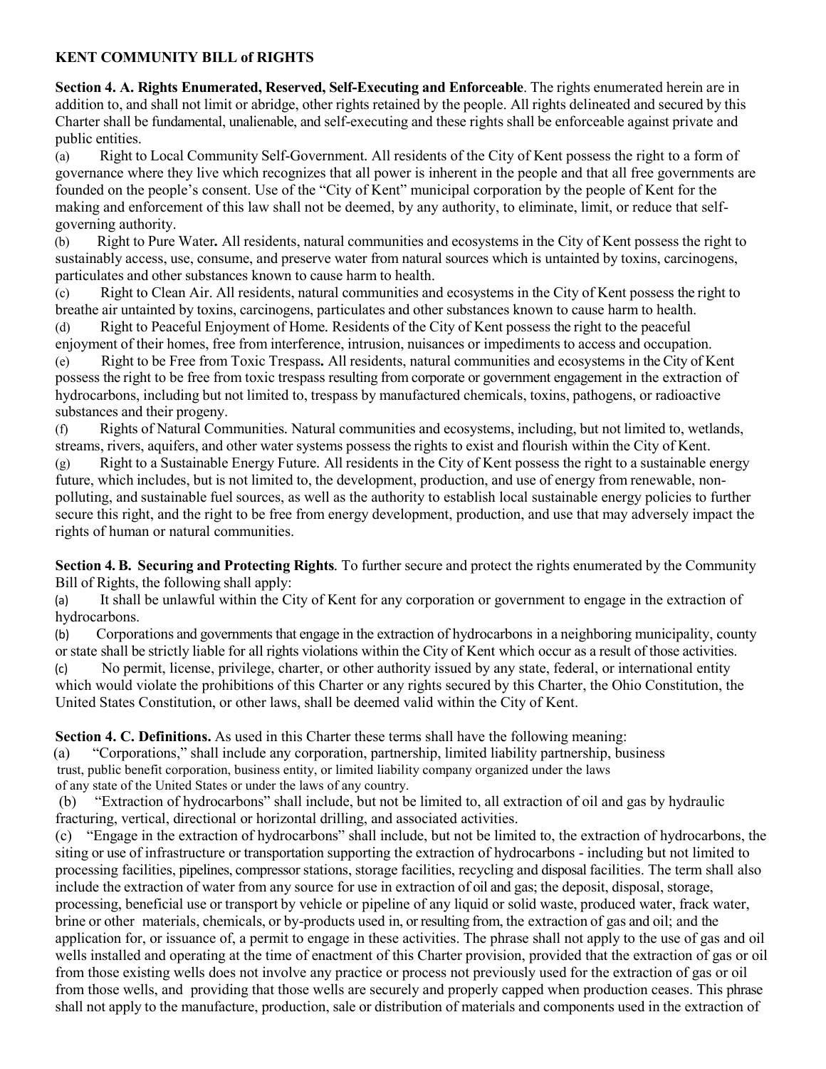**KENT COMMUNITY BILL of RIGHTS**

**Section 4. A. Rights Enumerated, Reserved, Self-Executing and Enforceable**. The rights enumerated herein are in addition to, and shall not limit or abridge, other rights retained by the people. All rights delineated and secured by this Charter shall be fundamental, unalienable, and self-executing and these rights shall be enforceable against private and public entities.

(a) Right to Local Community Self-Government. All residents of the City of Kent possess the right to a form of governance where they live which recognizes that all power is inherent in the people and that all free governments are founded on the people's consent. Use of the "City of Kent" municipal corporation by the people of Kent for the making and enforcement of this law shall not be deemed, by any authority, to eliminate, limit, or reduce that self-governing authority.

(b) Right to Pure Water**.** All residents, natural communities and ecosystems in the City of Kent possess the right to sustainably access, use, consume, and preserve water from natural sources which is untainted by toxins, carcinogens, particulates and other substances known to cause harm to health.

(c) Right to Clean Air. All residents, natural communities and ecosystems in the City of Kent possess the right to breathe air untainted by toxins, carcinogens, particulates and other substances known to cause harm to health.

(d) Right to Peaceful Enjoyment of Home. Residents of the City of Kent possess the right to the peaceful enjoyment of their homes, free from interference, intrusion, nuisances or impediments to access and occupation.

(e) Right to be Free from Toxic Trespass**.** All residents, natural communities and ecosystems in the City of Kent possess the right to be free from toxic trespass resulting from corporate or government engagement in the extraction of hydrocarbons, including but not limited to, trespass by manufactured chemicals, toxins, pathogens, or radioactive substances and their progeny.

(f) Rights of Natural Communities. Natural communities and ecosystems, including, but not limited to, wetlands, streams, rivers, aquifers, and other water systems possess the rights to exist and flourish within the City of Kent.

(g) Right to a Sustainable Energy Future. All residents in the City of Kent possess the right to a sustainable energy future, which includes, but is not limited to, the development, production, and use of energy from renewable, non-polluting, and sustainable fuel sources, as well as the authority to establish local sustainable energy policies to further secure this right, and the right to be free from energy development, production, and use that may adversely impact the rights of human or natural communities.

**Section 4. B. Securing and Protecting Rights**. To further secure and protect the rights enumerated by the Community Bill of Rights, the following shall apply:

(a) It shall be unlawful within the City of Kent for any corporation or government to engage in the extraction of hydrocarbons.

(b) Corporations and governments that engage in the extraction of hydrocarbons in a neighboring municipality, county or state shall be strictly liable for all rights violations within the City of Kent which occur as a result of those activities.

(c) No permit, license, privilege, charter, or other authority issued by any state, federal, or international entity which would violate the prohibitions of this Charter or any rights secured by this Charter, the Ohio Constitution, the United States Constitution, or other laws, shall be deemed valid within the City of Kent.

**Section 4. C. Definitions.** As used in this Charter these terms shall have the following meaning:

(a) "Corporations," shall include any corporation, partnership, limited liability partnership, business trust, public benefit corporation, business entity, or limited liability company organized under the laws of any state of the United States or under the laws of any country.

(b) "Extraction of hydrocarbons" shall include, but not be limited to, all extraction of oil and gas by hydraulic fracturing, vertical, directional or horizontal drilling, and associated activities.

(c) "Engage in the extraction of hydrocarbons" shall include, but not be limited to, the extraction of hydrocarbons, the siting or use of infrastructure or transportation supporting the extraction of hydrocarbons - including but not limited to processing facilities, pipelines, compressor stations, storage facilities, recycling and disposal facilities. The term shall also include the extraction of water from any source for use in extraction of oil and gas; the deposit, disposal, storage, processing, beneficial use or transport by vehicle or pipeline of any liquid or solid waste, produced water, frack water, brine or other materials, chemicals, or by-products used in, or resulting from, the extraction of gas and oil; and the application for, or issuance of, a permit to engage in these activities. The phrase shall not apply to the use of gas and oil wells installed and operating at the time of enactment of this Charter provision, provided that the extraction of gas or oil from those existing wells does not involve any practice or process not previously used for the extraction of gas or oil from those wells, and providing that those wells are securely and properly capped when production ceases. This phrase shall not apply to the manufacture, production, sale or distribution of materials and components used in the extraction of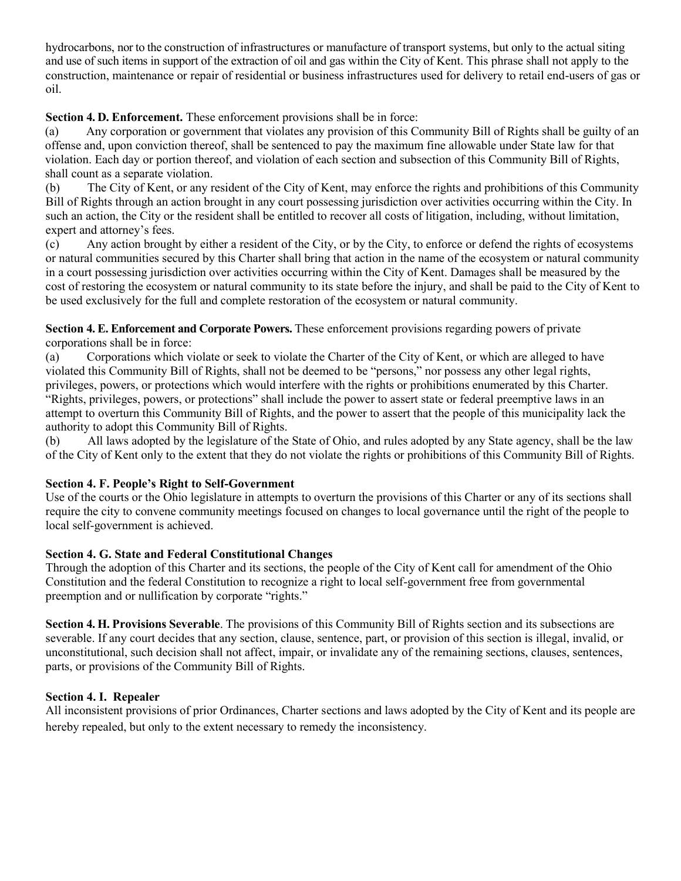hydrocarbons, nor to the construction of infrastructures or manufacture of transport systems, but only to the actual siting and use of such items in support of the extraction of oil and gas within the City of Kent. This phrase shall not apply to the construction, maintenance or repair of residential or business infrastructures used for delivery to retail end-users of gas or oil.

**Section 4. D. Enforcement.** These enforcement provisions shall be in force:

(a) Any corporation or government that violates any provision of this Community Bill of Rights shall be guilty of an offense and, upon conviction thereof, shall be sentenced to pay the maximum fine allowable under State law for that violation. Each day or portion thereof, and violation of each section and subsection of this Community Bill of Rights, shall count as a separate violation.

(b) The City of Kent, or any resident of the City of Kent, may enforce the rights and prohibitions of this Community Bill of Rights through an action brought in any court possessing jurisdiction over activities occurring within the City. In such an action, the City or the resident shall be entitled to recover all costs of litigation, including, without limitation, expert and attorney's fees.

(c) Any action brought by either a resident of the City, or by the City, to enforce or defend the rights of ecosystems or natural communities secured by this Charter shall bring that action in the name of the ecosystem or natural community in a court possessing jurisdiction over activities occurring within the City of Kent. Damages shall be measured by the cost of restoring the ecosystem or natural community to its state before the injury, and shall be paid to the City of Kent to be used exclusively for the full and complete restoration of the ecosystem or natural community.

**Section 4. E. Enforcement and Corporate Powers.** These enforcement provisions regarding powers of private corporations shall be in force:

(a) Corporations which violate or seek to violate the Charter of the City of Kent, or which are alleged to have violated this Community Bill of Rights, shall not be deemed to be "persons," nor possess any other legal rights, privileges, powers, or protections which would interfere with the rights or prohibitions enumerated by this Charter. "Rights, privileges, powers, or protections" shall include the power to assert state or federal preemptive laws in an attempt to overturn this Community Bill of Rights, and the power to assert that the people of this municipality lack the authority to adopt this Community Bill of Rights.

(b) All laws adopted by the legislature of the State of Ohio, and rules adopted by any State agency, shall be the law of the City of Kent only to the extent that they do not violate the rights or prohibitions of this Community Bill of Rights.

**Section 4. F. People's Right to Self-Government**

Use of the courts or the Ohio legislature in attempts to overturn the provisions of this Charter or any of its sections shall require the city to convene community meetings focused on changes to local governance until the right of the people to local self-government is achieved.

**Section 4. G. State and Federal Constitutional Changes**

Through the adoption of this Charter and its sections, the people of the City of Kent call for amendment of the Ohio Constitution and the federal Constitution to recognize a right to local self-government free from governmental preemption and or nullification by corporate "rights."

**Section 4. H. Provisions Severable**. The provisions of this Community Bill of Rights section and its subsections are severable. If any court decides that any section, clause, sentence, part, or provision of this section is illegal, invalid, or unconstitutional, such decision shall not affect, impair, or invalidate any of the remaining sections, clauses, sentences, parts, or provisions of the Community Bill of Rights.

**Section 4. I. Repealer**

All inconsistent provisions of prior Ordinances, Charter sections and laws adopted by the City of Kent and its people are hereby repealed, but only to the extent necessary to remedy the inconsistency.